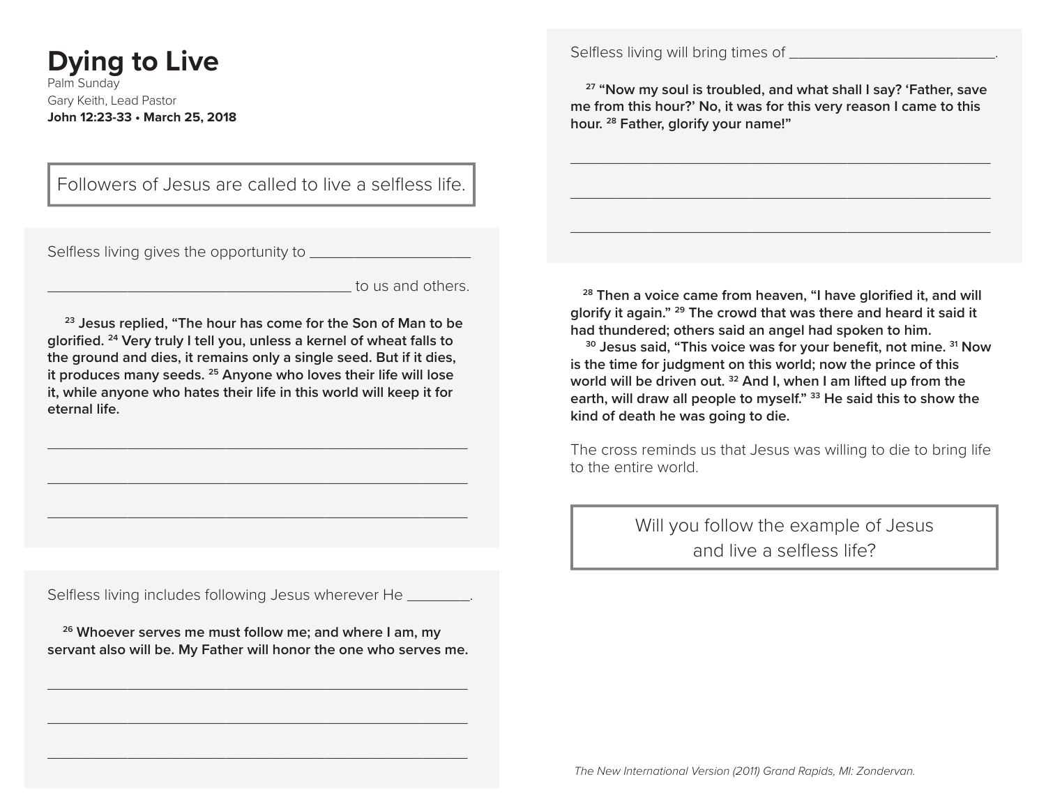# Dying to Live

Palm Sunday

Gary Keith, Lead Pastor

**John 12:23-33 • March 25, 2018**

Followers of Jesus are called to live a selfless life.

Selfless living gives the opportunity to ____________________

______________________________________ to us and others.

**[23] Jesus replied, "The hour has come for the Son of Man to be glorified. [24] Very truly I tell you, unless a kernel of wheat falls to the ground and dies, it remains only a single seed. But if it dies, it produces many seeds. [25] Anyone who loves their life will lose it, while anyone who hates their life in this world will keep it for eternal life.**

_____________________________________________________

_____________________________________________________

_____________________________________________________

Selfless living includes following Jesus wherever He ________.

**[26] Whoever serves me must follow me; and where I am, my servant also will be. My Father will honor the one who serves me.**

_____________________________________________________

_____________________________________________________

_____________________________________________________

Selfless living will bring times of __________________________.

**[27] "Now my soul is troubled, and what shall I say? 'Father, save me from this hour?' No, it was for this very reason I came to this hour. [28] Father, glorify your name!"**

_____________________________________________________

_____________________________________________________

_____________________________________________________

**[28] Then a voice came from heaven, "I have glorified it, and will glorify it again." [29] The crowd that was there and heard it said it had thundered; others said an angel had spoken to him.**

**[30] Jesus said, "This voice was for your benefit, not mine. [31] Now is the time for judgment on this world; now the prince of this world will be driven out. [32] And I, when I am lifted up from the earth, will draw all people to myself." [33] He said this to show the kind of death he was going to die.**

The cross reminds us that Jesus was willing to die to bring life to the entire world.

Will you follow the example of Jesus and live a selfless life?

*The New International Version (2011) Grand Rapids, MI: Zondervan.*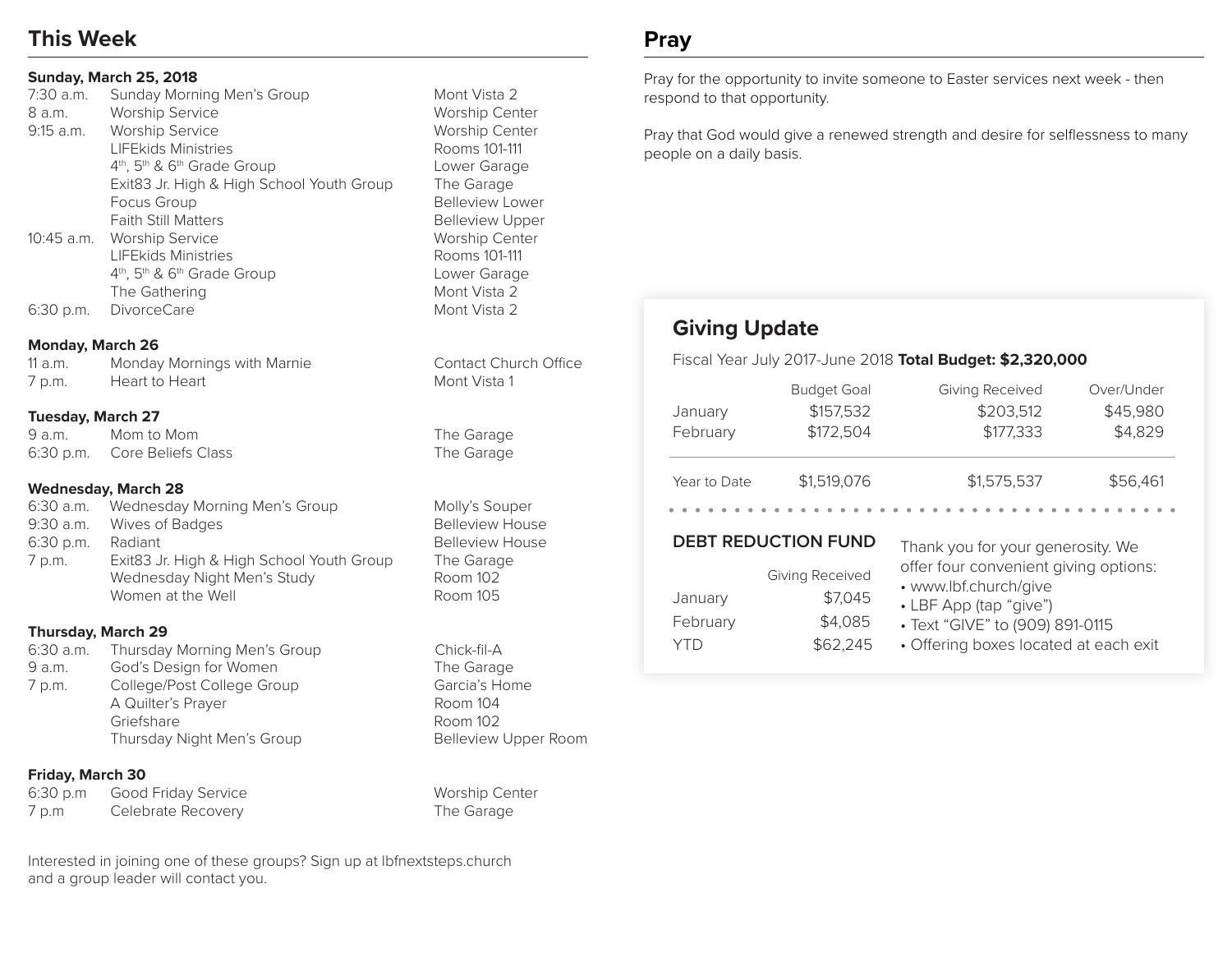## This Week

**Sunday, March 25, 2018**

| | | |
|---|---|---|
| 7:30 a.m. | Sunday Morning Men's Group | Mont Vista 2 |
| 8 a.m. | Worship Service | Worship Center |
| 9:15 a.m. | Worship Service | Worship Center |
| | LIFEkids Ministries | Rooms 101-111 |
| | 4th, 5th & 6th Grade Group | Lower Garage |
| | Exit83 Jr. High & High School Youth Group | The Garage |
| | Focus Group | Belleview Lower |
| | Faith Still Matters | Belleview Upper |
| 10:45 a.m. | Worship Service | Worship Center |
| | LIFEkids Ministries | Rooms 101-111 |
| | 4th, 5th & 6th Grade Group | Lower Garage |
| | The Gathering | Mont Vista 2 |
| 6:30 p.m. | DivorceCare | Mont Vista 2 |

**Monday, March 26**

| | | |
|---|---|---|
| 11 a.m. | Monday Mornings with Marnie | Contact Church Office |
| 7 p.m. | Heart to Heart | Mont Vista 1 |

**Tuesday, March 27**

| | | |
|---|---|---|
| 9 a.m. | Mom to Mom | The Garage |
| 6:30 p.m. | Core Beliefs Class | The Garage |

**Wednesday, March 28**

| | | |
|---|---|---|
| 6:30 a.m. | Wednesday Morning Men's Group | Molly's Souper |
| 9:30 a.m. | Wives of Badges | Belleview House |
| 6:30 p.m. | Radiant | Belleview House |
| 7 p.m. | Exit83 Jr. High & High School Youth Group | The Garage |
| | Wednesday Night Men's Study | Room 102 |
| | Women at the Well | Room 105 |

**Thursday, March 29**

| | | |
|---|---|---|
| 6:30 a.m. | Thursday Morning Men's Group | Chick-fil-A |
| 9 a.m. | God's Design for Women | The Garage |
| 7 p.m. | College/Post College Group | Garcia's Home |
| | A Quilter's Prayer | Room 104 |
| | Griefshare | Room 102 |
| | Thursday Night Men's Group | Belleview Upper Room |

**Friday, March 30**

| | | |
|---|---|---|
| 6:30 p.m | Good Friday Service | Worship Center |
| 7 p.m | Celebrate Recovery | The Garage |

Interested in joining one of these groups? Sign up at lbfnextsteps.church and a group leader will contact you.

## Pray

Pray for the opportunity to invite someone to Easter services next week - then respond to that opportunity.

Pray that God would give a renewed strength and desire for selflessness to many people on a daily basis.

## Giving Update

Fiscal Year July 2017-June 2018 **Total Budget: $2,320,000**

| | Budget Goal | Giving Received | Over/Under |
|---|---|---|---|
| January | $157,532 | $203,512 | $45,980 |
| February | $172,504 | $177,333 | $4,829 |
| Year to Date | $1,519,076 | $1,575,537 | $56,461 |

### DEBT REDUCTION FUND

| | Giving Received |
|---|---|
| January | $7,045 |
| February | $4,085 |
| YTD | $62,245 |

Thank you for your generosity. We offer four convenient giving options:

- www.lbf.church/give
- LBF App (tap "give")
- Text "GIVE" to (909) 891-0115
- Offering boxes located at each exit